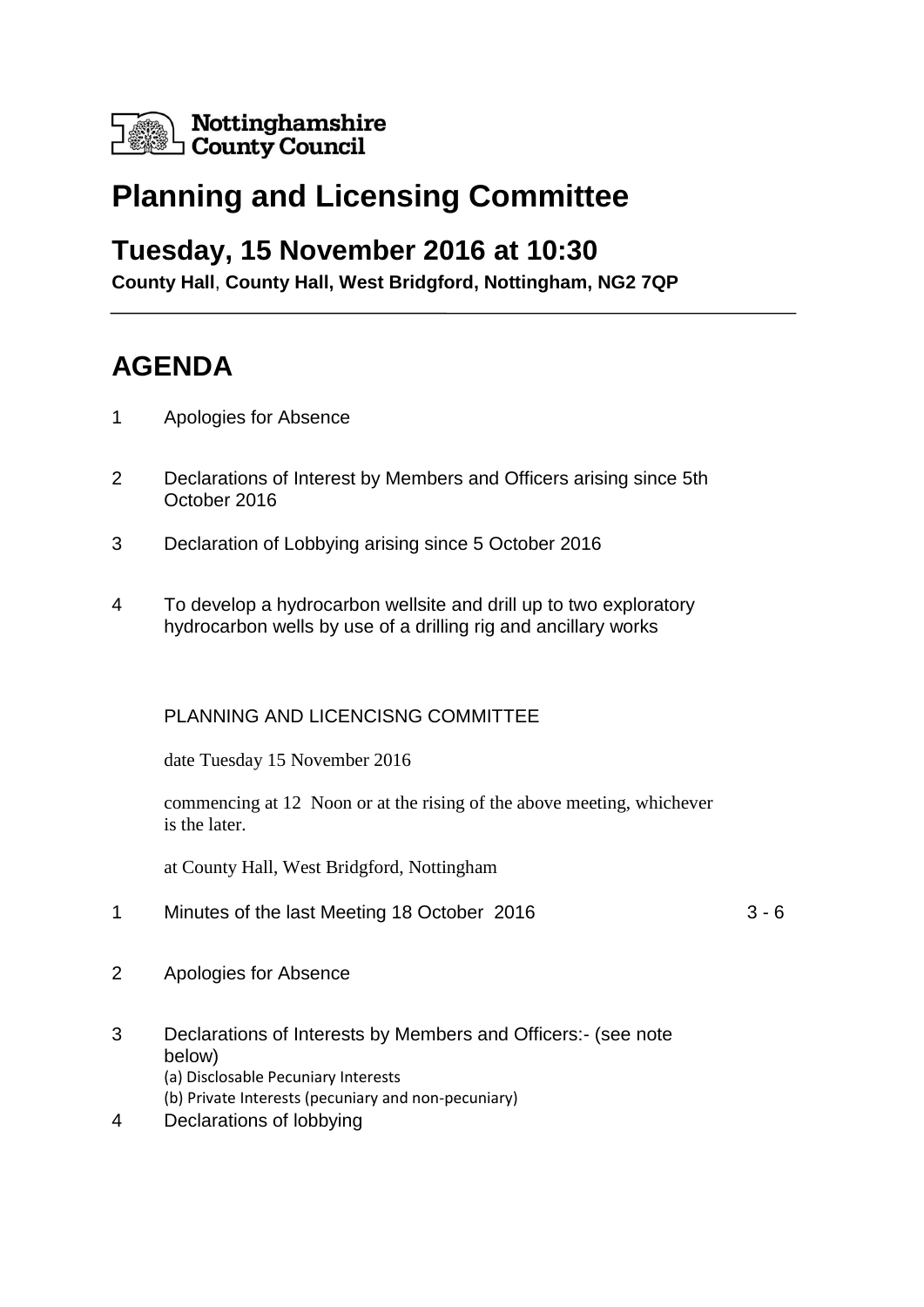Nottinghamshire County Council

# Planning and Licensing Committee

## Tuesday, 15 November 2016 at 10:30

**County Hall**, **County Hall, West Bridgford, Nottingham, NG2 7QP**

---

# AGENDA

1 Apologies for Absence

2 Declarations of Interest by Members and Officers arising since 5th October 2016

3 Declaration of Lobbying arising since 5 October 2016

4 To develop a hydrocarbon wellsite and drill up to two exploratory hydrocarbon wells by use of a drilling rig and ancillary works

PLANNING AND LICENCISNG COMMITTEE

date Tuesday 15 November 2016

commencing at 12 Noon or at the rising of the above meeting, whichever is the later.

at County Hall, West Bridgford, Nottingham

1 Minutes of the last Meeting 18 October 2016 3 - 6

2 Apologies for Absence

3 Declarations of Interests by Members and Officers:- (see note below)
(a) Disclosable Pecuniary Interests
(b) Private Interests (pecuniary and non-pecuniary)

4 Declarations of lobbying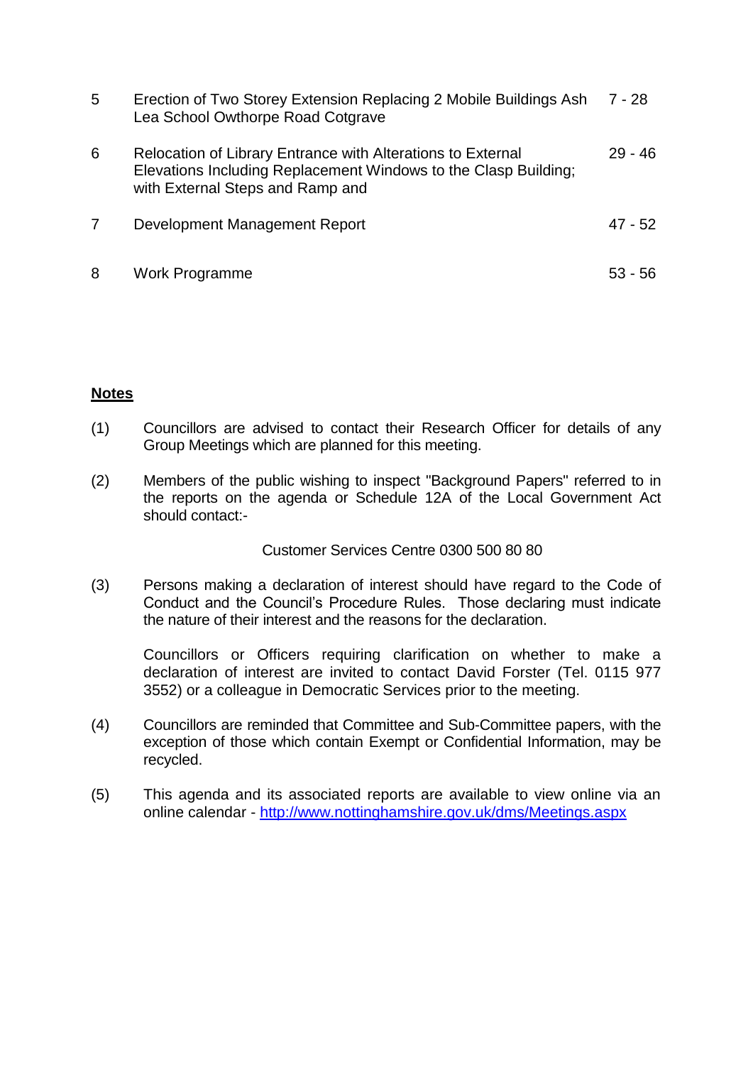| | | |
|---|---|---|
| 5 | Erection of Two Storey Extension Replacing 2 Mobile Buildings Ash Lea School Owthorpe Road Cotgrave | 7 - 28 |
| 6 | Relocation of Library Entrance with Alterations to External Elevations Including Replacement Windows to the Clasp Building; with External Steps and Ramp and | 29 - 46 |
| 7 | Development Management Report | 47 - 52 |
| 8 | Work Programme | 53 - 56 |

**Notes**

(1) Councillors are advised to contact their Research Officer for details of any Group Meetings which are planned for this meeting.

(2) Members of the public wishing to inspect "Background Papers" referred to in the reports on the agenda or Schedule 12A of the Local Government Act should contact:-

Customer Services Centre 0300 500 80 80

(3) Persons making a declaration of interest should have regard to the Code of Conduct and the Council's Procedure Rules. Those declaring must indicate the nature of their interest and the reasons for the declaration.

Councillors or Officers requiring clarification on whether to make a declaration of interest are invited to contact David Forster (Tel. 0115 977 3552) or a colleague in Democratic Services prior to the meeting.

(4) Councillors are reminded that Committee and Sub-Committee papers, with the exception of those which contain Exempt or Confidential Information, may be recycled.

(5) This agenda and its associated reports are available to view online via an online calendar - [http://www.nottinghamshire.gov.uk/dms/Meetings.aspx](http://www.nottinghamshire.gov.uk/dms/Meetings.aspx)